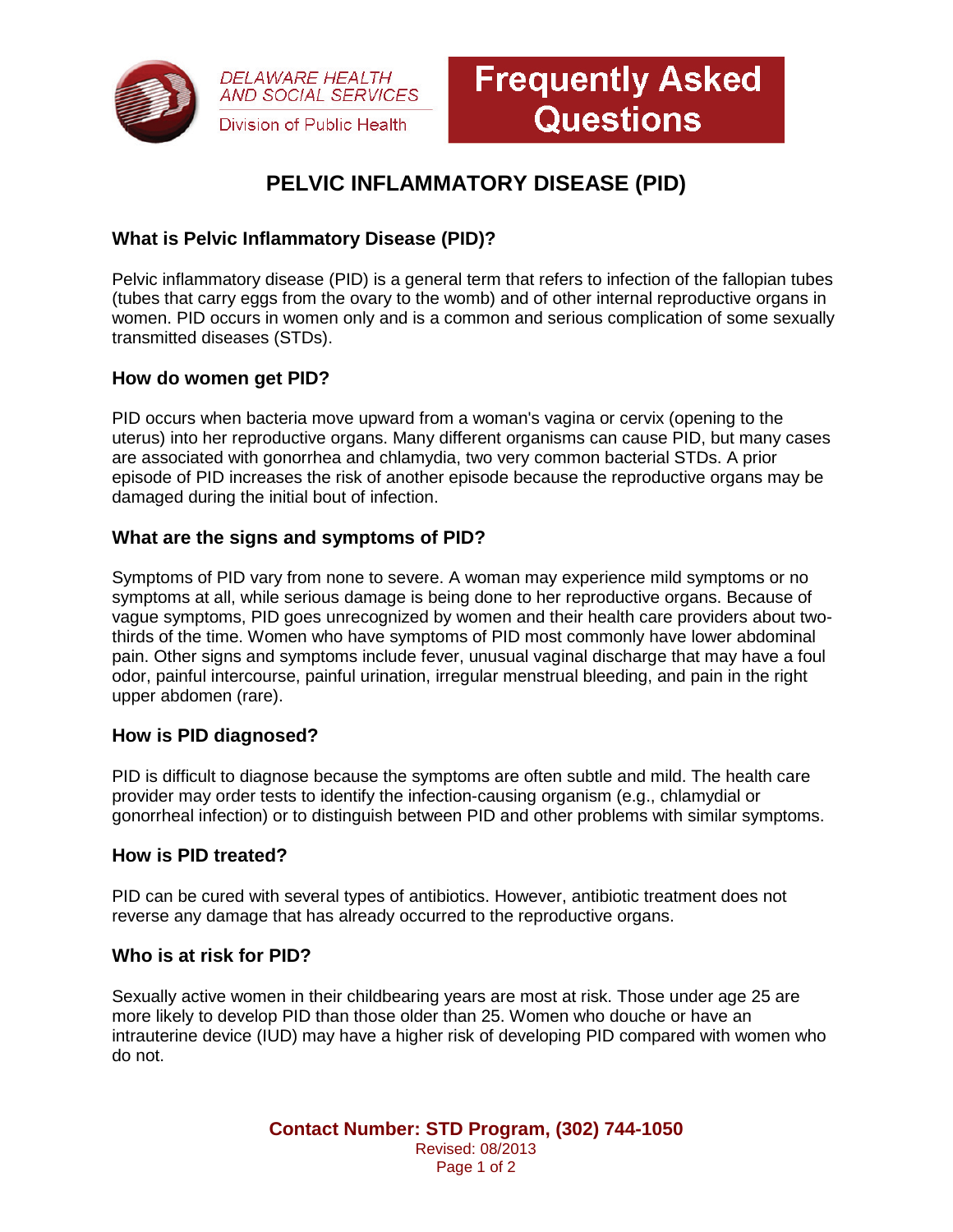DELAWARE HEALTH AND SOCIAL SERVICES

Division of Public Health

**Frequently Asked Questions**

# PELVIC INFLAMMATORY DISEASE (PID)

## What is Pelvic Inflammatory Disease (PID)?

Pelvic inflammatory disease (PID) is a general term that refers to infection of the fallopian tubes (tubes that carry eggs from the ovary to the womb) and of other internal reproductive organs in women. PID occurs in women only and is a common and serious complication of some sexually transmitted diseases (STDs).

## How do women get PID?

PID occurs when bacteria move upward from a woman's vagina or cervix (opening to the uterus) into her reproductive organs. Many different organisms can cause PID, but many cases are associated with gonorrhea and chlamydia, two very common bacterial STDs. A prior episode of PID increases the risk of another episode because the reproductive organs may be damaged during the initial bout of infection.

## What are the signs and symptoms of PID?

Symptoms of PID vary from none to severe. A woman may experience mild symptoms or no symptoms at all, while serious damage is being done to her reproductive organs. Because of vague symptoms, PID goes unrecognized by women and their health care providers about two-thirds of the time. Women who have symptoms of PID most commonly have lower abdominal pain. Other signs and symptoms include fever, unusual vaginal discharge that may have a foul odor, painful intercourse, painful urination, irregular menstrual bleeding, and pain in the right upper abdomen (rare).

## How is PID diagnosed?

PID is difficult to diagnose because the symptoms are often subtle and mild. The health care provider may order tests to identify the infection-causing organism (e.g., chlamydial or gonorrheal infection) or to distinguish between PID and other problems with similar symptoms.

## How is PID treated?

PID can be cured with several types of antibiotics. However, antibiotic treatment does not reverse any damage that has already occurred to the reproductive organs.

## Who is at risk for PID?

Sexually active women in their childbearing years are most at risk. Those under age 25 are more likely to develop PID than those older than 25. Women who douche or have an intrauterine device (IUD) may have a higher risk of developing PID compared with women who do not.

**Contact Number: STD Program, (302) 744-1050**

Revised: 08/2013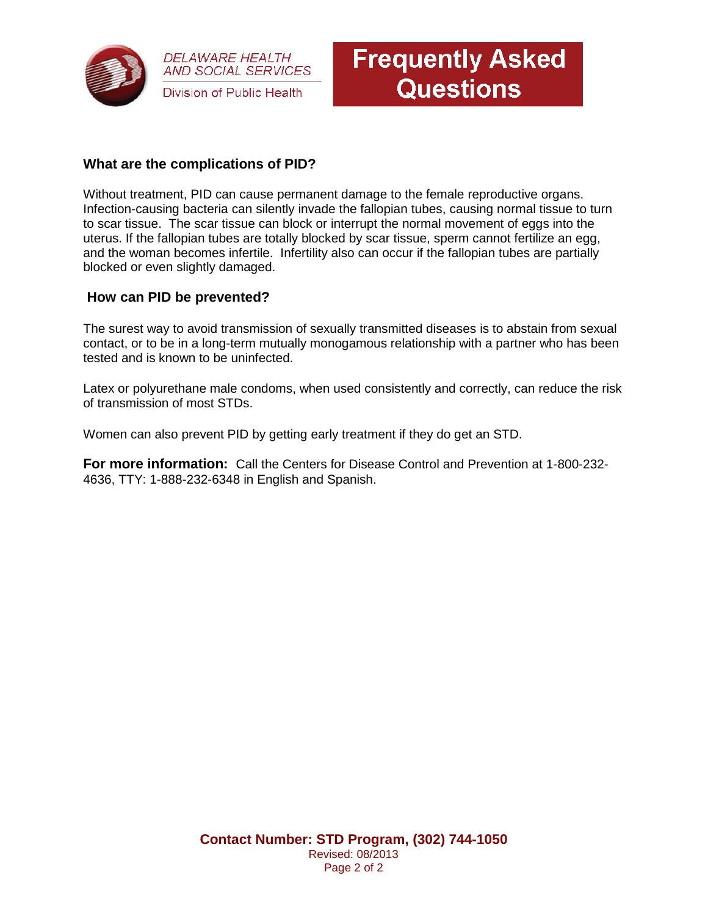### What are the complications of PID?

Without treatment, PID can cause permanent damage to the female reproductive organs. Infection-causing bacteria can silently invade the fallopian tubes, causing normal tissue to turn to scar tissue. The scar tissue can block or interrupt the normal movement of eggs into the uterus. If the fallopian tubes are totally blocked by scar tissue, sperm cannot fertilize an egg, and the woman becomes infertile. Infertility also can occur if the fallopian tubes are partially blocked or even slightly damaged.

### How can PID be prevented?

The surest way to avoid transmission of sexually transmitted diseases is to abstain from sexual contact, or to be in a long-term mutually monogamous relationship with a partner who has been tested and is known to be uninfected.

Latex or polyurethane male condoms, when used consistently and correctly, can reduce the risk of transmission of most STDs.

Women can also prevent PID by getting early treatment if they do get an STD.

**For more information:** Call the Centers for Disease Control and Prevention at 1-800-232-4636, TTY: 1-888-232-6348 in English and Spanish.

**Contact Number: STD Program, (302) 744-1050**

Revised: 08/2013